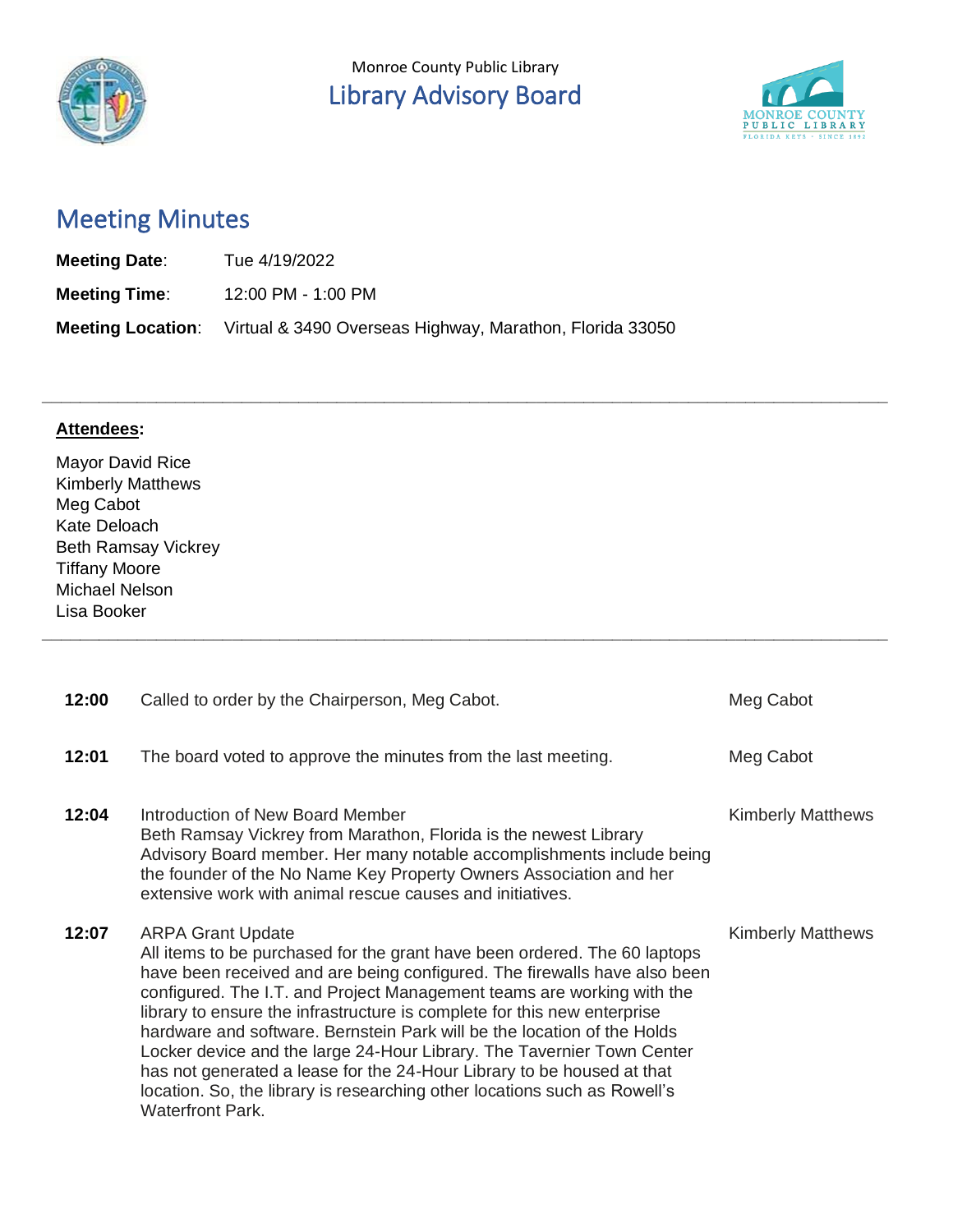Monroe County Public Library

# Library Advisory Board

## Meeting Minutes

**Meeting Date**: Tue 4/19/2022

**Meeting Time**: 12:00 PM - 1:00 PM

**Meeting Location**: Virtual & 3490 Overseas Highway, Marathon, Florida 33050

---

**Attendees:**

Mayor David Rice
Kimberly Matthews
Meg Cabot
Kate Deloach
Beth Ramsay Vickrey
Tiffany Moore
Michael Nelson
Lisa Booker

---

| Time | Item | Presenter |
|---|---|---|
| **12:00** | Called to order by the Chairperson, Meg Cabot. | Meg Cabot |
| **12:01** | The board voted to approve the minutes from the last meeting. | Meg Cabot |
| **12:04** | Introduction of New Board Member<br>Beth Ramsay Vickrey from Marathon, Florida is the newest Library Advisory Board member. Her many notable accomplishments include being the founder of the No Name Key Property Owners Association and her extensive work with animal rescue causes and initiatives. | Kimberly Matthews |
| **12:07** | ARPA Grant Update<br>All items to be purchased for the grant have been ordered. The 60 laptops have been received and are being configured. The firewalls have also been configured. The I.T. and Project Management teams are working with the library to ensure the infrastructure is complete for this new enterprise hardware and software. Bernstein Park will be the location of the Holds Locker device and the large 24-Hour Library. The Tavernier Town Center has not generated a lease for the 24-Hour Library to be housed at that location. So, the library is researching other locations such as Rowell's Waterfront Park. | Kimberly Matthews |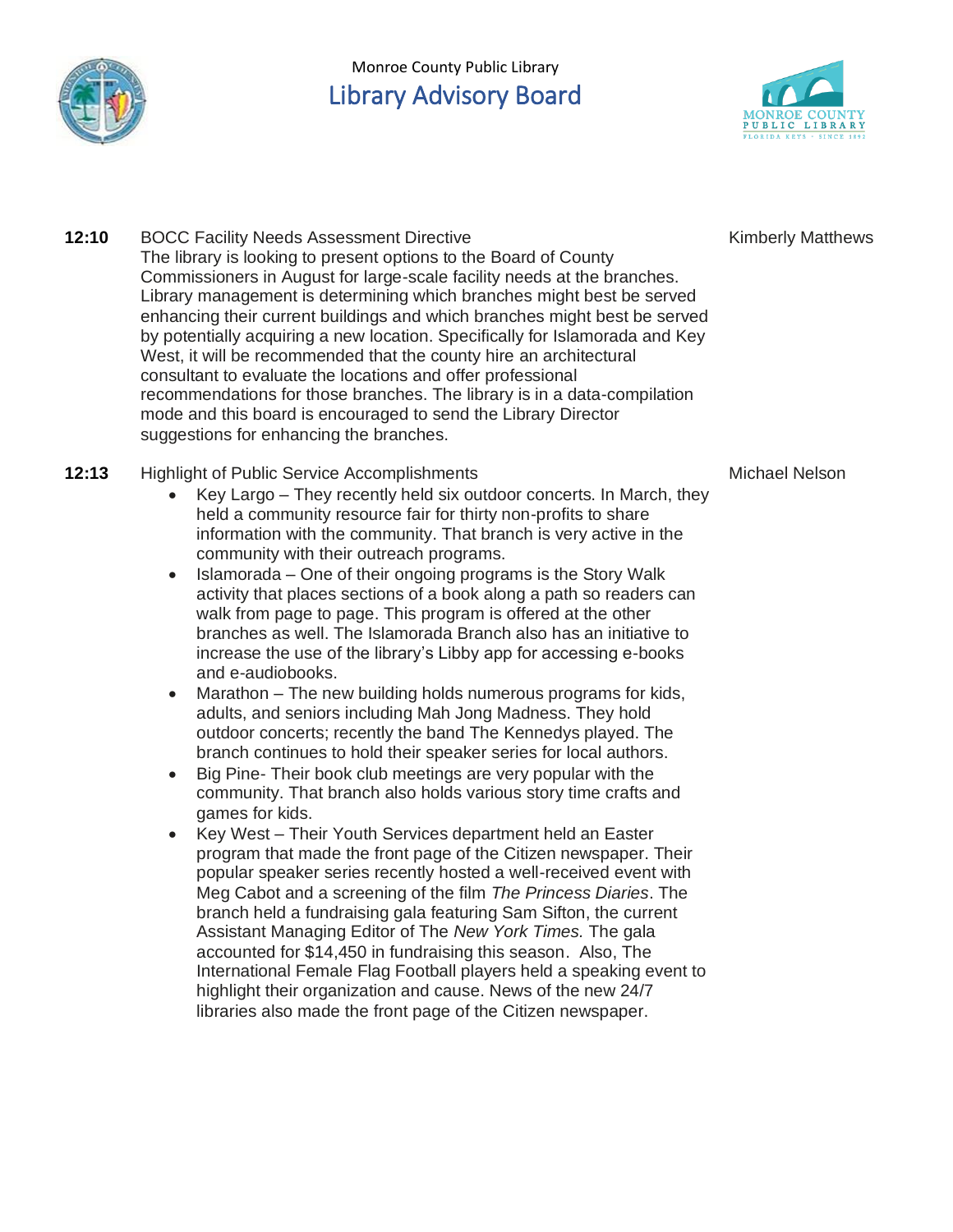Monroe County Public Library

# Library Advisory Board

**12:10** BOCC Facility Needs Assessment Directive — Kimberly Matthews

The library is looking to present options to the Board of County Commissioners in August for large-scale facility needs at the branches. Library management is determining which branches might best be served enhancing their current buildings and which branches might best be served by potentially acquiring a new location. Specifically for Islamorada and Key West, it will be recommended that the county hire an architectural consultant to evaluate the locations and offer professional recommendations for those branches. The library is in a data-compilation mode and this board is encouraged to send the Library Director suggestions for enhancing the branches.

**12:13** Highlight of Public Service Accomplishments — Michael Nelson

- Key Largo – They recently held six outdoor concerts. In March, they held a community resource fair for thirty non-profits to share information with the community. That branch is very active in the community with their outreach programs.
- Islamorada – One of their ongoing programs is the Story Walk activity that places sections of a book along a path so readers can walk from page to page. This program is offered at the other branches as well. The Islamorada Branch also has an initiative to increase the use of the library's Libby app for accessing e-books and e-audiobooks.
- Marathon – The new building holds numerous programs for kids, adults, and seniors including Mah Jong Madness. They hold outdoor concerts; recently the band The Kennedys played. The branch continues to hold their speaker series for local authors.
- Big Pine- Their book club meetings are very popular with the community. That branch also holds various story time crafts and games for kids.
- Key West – Their Youth Services department held an Easter program that made the front page of the Citizen newspaper. Their popular speaker series recently hosted a well-received event with Meg Cabot and a screening of the film *The Princess Diaries*. The branch held a fundraising gala featuring Sam Sifton, the current Assistant Managing Editor of The *New York Times*. The gala accounted for $14,450 in fundraising this season. Also, The International Female Flag Football players held a speaking event to highlight their organization and cause. News of the new 24/7 libraries also made the front page of the Citizen newspaper.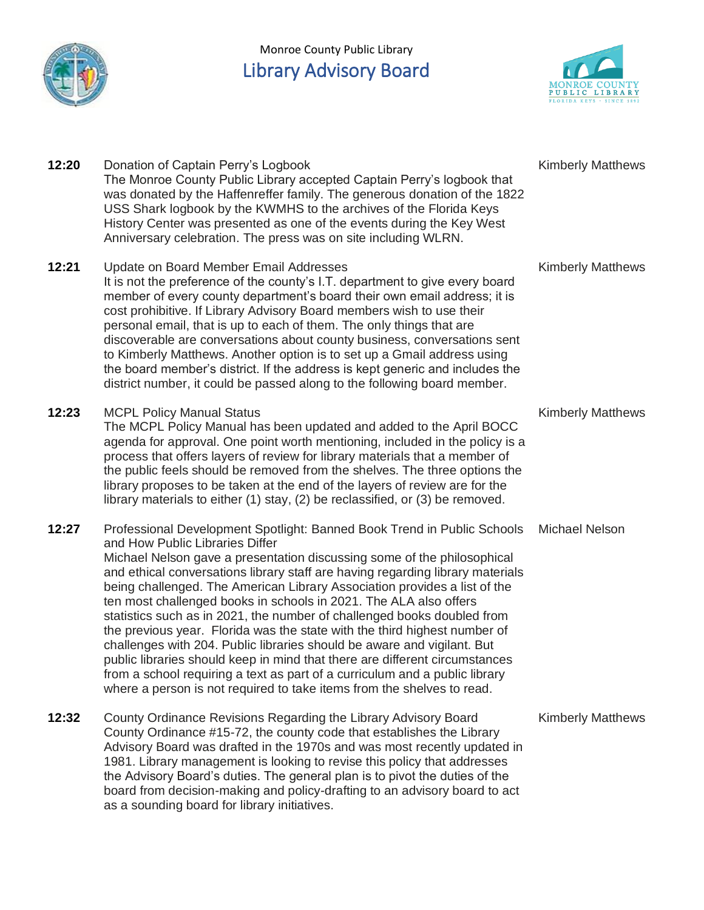Monroe County Public Library

# Library Advisory Board

| | | |
|---|---|---|
| **12:20** | Donation of Captain Perry's Logbook<br>The Monroe County Public Library accepted Captain Perry's logbook that was donated by the Haffenreffer family. The generous donation of the 1822 USS Shark logbook by the KWMHS to the archives of the Florida Keys History Center was presented as one of the events during the Key West Anniversary celebration. The press was on site including WLRN. | Kimberly Matthews |
| **12:21** | Update on Board Member Email Addresses<br>It is not the preference of the county's I.T. department to give every board member of every county department's board their own email address; it is cost prohibitive. If Library Advisory Board members wish to use their personal email, that is up to each of them. The only things that are discoverable are conversations about county business, conversations sent to Kimberly Matthews. Another option is to set up a Gmail address using the board member's district. If the address is kept generic and includes the district number, it could be passed along to the following board member. | Kimberly Matthews |
| **12:23** | MCPL Policy Manual Status<br>The MCPL Policy Manual has been updated and added to the April BOCC agenda for approval. One point worth mentioning, included in the policy is a process that offers layers of review for library materials that a member of the public feels should be removed from the shelves. The three options the library proposes to be taken at the end of the layers of review are for the library materials to either (1) stay, (2) be reclassified, or (3) be removed. | Kimberly Matthews |
| **12:27** | Professional Development Spotlight: Banned Book Trend in Public Schools and How Public Libraries Differ<br>Michael Nelson gave a presentation discussing some of the philosophical and ethical conversations library staff are having regarding library materials being challenged. The American Library Association provides a list of the ten most challenged books in schools in 2021. The ALA also offers statistics such as in 2021, the number of challenged books doubled from the previous year. Florida was the state with the third highest number of challenges with 204. Public libraries should be aware and vigilant. But public libraries should keep in mind that there are different circumstances from a school requiring a text as part of a curriculum and a public library where a person is not required to take items from the shelves to read. | Michael Nelson |
| **12:32** | County Ordinance Revisions Regarding the Library Advisory Board<br>County Ordinance #15-72, the county code that establishes the Library Advisory Board was drafted in the 1970s and was most recently updated in 1981. Library management is looking to revise this policy that addresses the Advisory Board's duties. The general plan is to pivot the duties of the board from decision-making and policy-drafting to an advisory board to act as a sounding board for library initiatives. | Kimberly Matthews |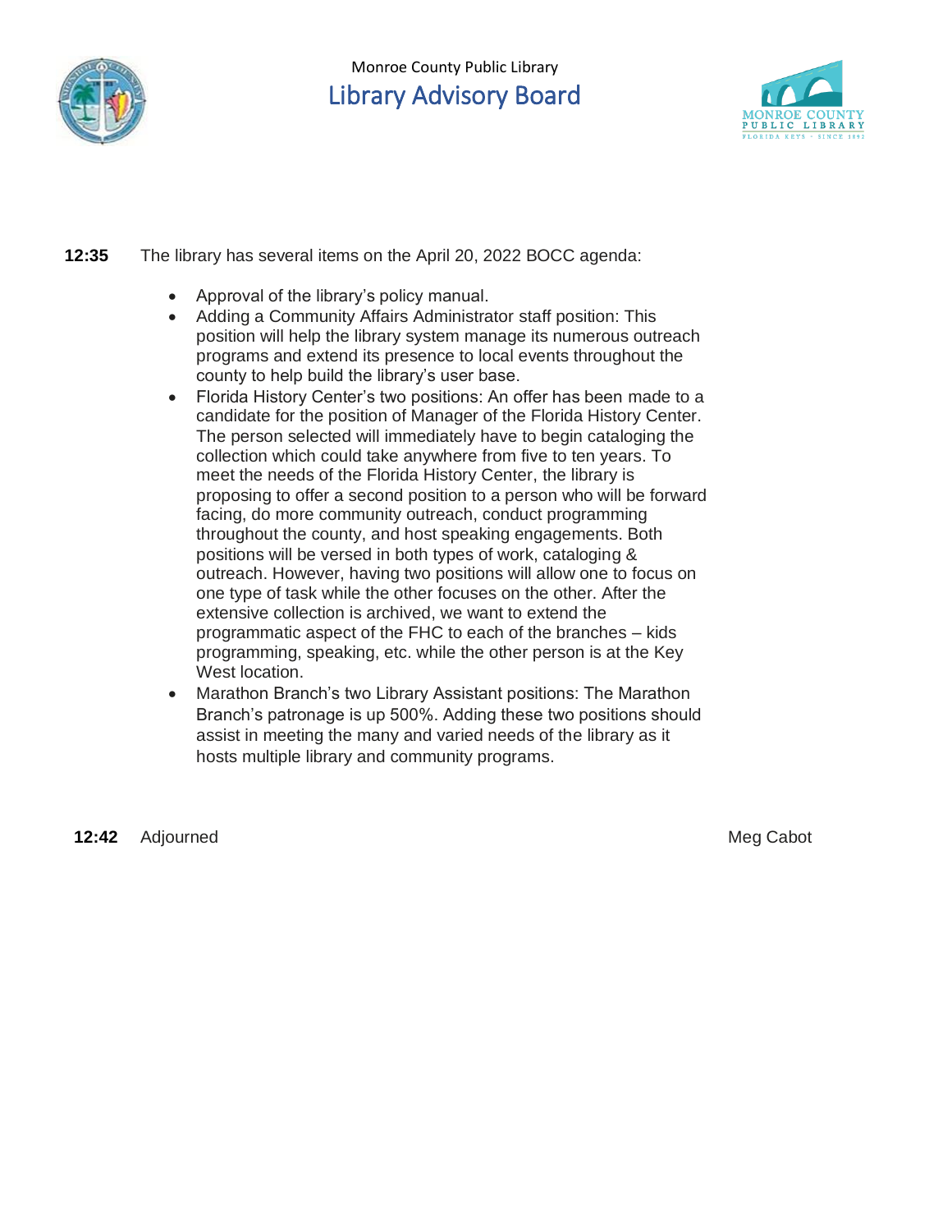**12:35** The library has several items on the April 20, 2022 BOCC agenda:

- Approval of the library's policy manual.
- Adding a Community Affairs Administrator staff position: This position will help the library system manage its numerous outreach programs and extend its presence to local events throughout the county to help build the library's user base.
- Florida History Center's two positions: An offer has been made to a candidate for the position of Manager of the Florida History Center. The person selected will immediately have to begin cataloging the collection which could take anywhere from five to ten years. To meet the needs of the Florida History Center, the library is proposing to offer a second position to a person who will be forward facing, do more community outreach, conduct programming throughout the county, and host speaking engagements. Both positions will be versed in both types of work, cataloging & outreach. However, having two positions will allow one to focus on one type of task while the other focuses on the other. After the extensive collection is archived, we want to extend the programmatic aspect of the FHC to each of the branches – kids programming, speaking, etc. while the other person is at the Key West location.
- Marathon Branch's two Library Assistant positions: The Marathon Branch's patronage is up 500%. Adding these two positions should assist in meeting the many and varied needs of the library as it hosts multiple library and community programs.

**12:42** Adjourned Meg Cabot